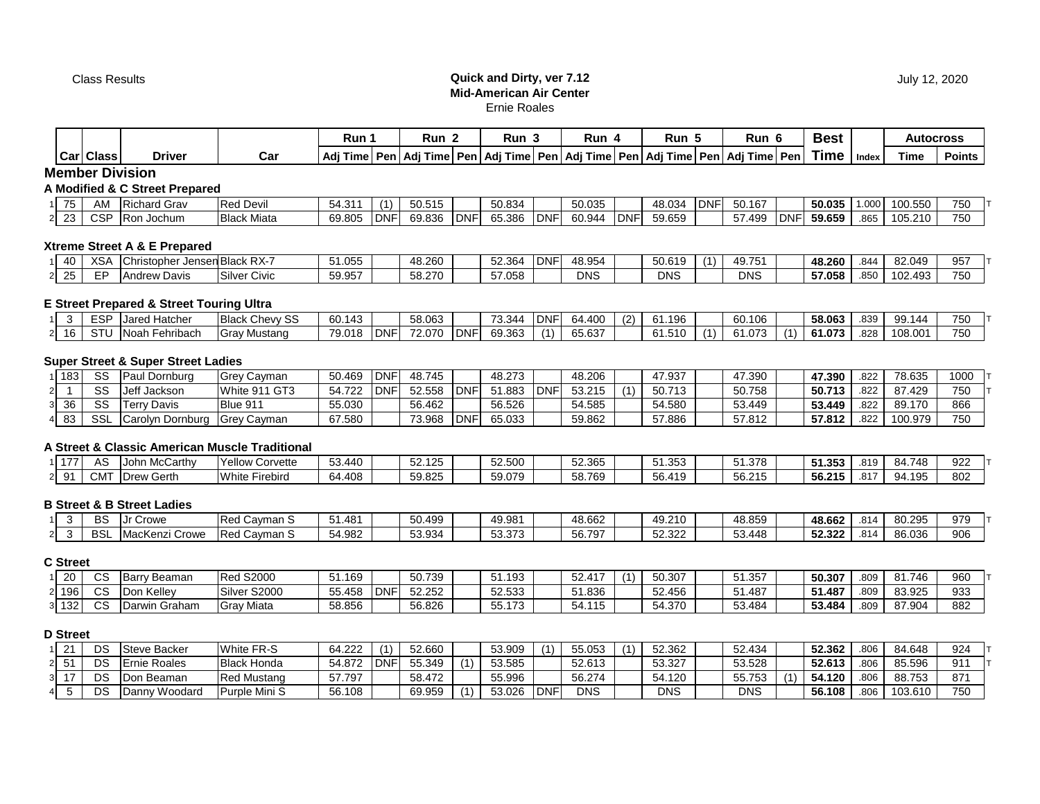Class Results

**Quick and Dirty, ver 7.12**
**Mid-American Air Center**
Ernie Roales

July 12, 2020

| | Car | Class | Driver | Car | Run 1 Adj Time | Pen | Run 2 Adj Time | Pen | Run 3 Adj Time | Pen | Run 4 Adj Time | Pen | Run 5 Adj Time | Pen | Run 6 Adj Time | Pen | Best Time | Index | Autocross Time | Points | |
|---|---|---|---|---|---|---|---|---|---|---|---|---|---|---|---|---|---|---|---|---|---|
| **Member Division** | | | | | | | | | | | | | | | | | | | | | |
| **A Modified & C Street Prepared** | | | | | | | | | | | | | | | | | | | | | |
| 1 | 75 | AM | Richard Grav | Red Devil | 54.311 | (1) | 50.515 | | 50.834 | | 50.035 | | 48.034 | DNF | 50.167 | | **50.035** | 1.000 | 100.550 | 750 | T |
| 2 | 23 | CSP | Ron Jochum | Black Miata | 69.805 | DNF | 69.836 | DNF | 65.386 | DNF | 60.944 | DNF | 59.659 | | 57.499 | DNF | **59.659** | .865 | 105.210 | 750 | |
| **Xtreme Street A & E Prepared** | | | | | | | | | | | | | | | | | | | | | |
| 1 | 40 | XSA | Christopher Jensen | Black RX-7 | 51.055 | | 48.260 | | 52.364 | DNF | 48.954 | | 50.619 | (1) | 49.751 | | **48.260** | .844 | 82.049 | 957 | T |
| 2 | 25 | EP | Andrew Davis | Silver Civic | 59.957 | | 58.270 | | 57.058 | | DNS | | DNS | | DNS | | **57.058** | .850 | 102.493 | 750 | |
| **E Street Prepared & Street Touring Ultra** | | | | | | | | | | | | | | | | | | | | | |
| 1 | 3 | ESP | Jared Hatcher | Black Chevy SS | 60.143 | | 58.063 | | 73.344 | DNF | 64.400 | (2) | 61.196 | | 60.106 | | **58.063** | .839 | 99.144 | 750 | T |
| 2 | 16 | STU | Noah Fehribach | Gray Mustang | 79.018 | DNF | 72.070 | DNF | 69.363 | (1) | 65.637 | | 61.510 | (1) | 61.073 | (1) | **61.073** | .828 | 108.001 | 750 | |
| **Super Street & Super Street Ladies** | | | | | | | | | | | | | | | | | | | | | |
| 1 | 183 | SS | Paul Dornburg | Grey Cayman | 50.469 | DNF | 48.745 | | 48.273 | | 48.206 | | 47.937 | | 47.390 | | **47.390** | .822 | 78.635 | 1000 | T |
| 2 | 1 | SS | Jeff Jackson | White 911 GT3 | 54.722 | DNF | 52.558 | DNF | 51.883 | DNF | 53.215 | (1) | 50.713 | | 50.758 | | **50.713** | .822 | 87.429 | 750 | T |
| 3 | 36 | SS | Terry Davis | Blue 911 | 55.030 | | 56.462 | | 56.526 | | 54.585 | | 54.580 | | 53.449 | | **53.449** | .822 | 89.170 | 866 | |
| 4 | 83 | SSL | Carolyn Dornburg | Grey Cayman | 67.580 | | 73.968 | DNF | 65.033 | | 59.862 | | 57.886 | | 57.812 | | **57.812** | .822 | 100.979 | 750 | |
| **A Street & Classic American Muscle Traditional** | | | | | | | | | | | | | | | | | | | | | |
| 1 | 177 | AS | John McCarthy | Yellow Corvette | 53.440 | | 52.125 | | 52.500 | | 52.365 | | 51.353 | | 51.378 | | **51.353** | .819 | 84.748 | 922 | T |
| 2 | 91 | CMT | Drew Gerth | White Firebird | 64.408 | | 59.825 | | 59.079 | | 58.769 | | 56.419 | | 56.215 | | **56.215** | .817 | 94.195 | 802 | |
| **B Street & B Street Ladies** | | | | | | | | | | | | | | | | | | | | | |
| 1 | 3 | BS | Jr Crowe | Red Cayman S | 51.481 | | 50.499 | | 49.981 | | 48.662 | | 49.210 | | 48.859 | | **48.662** | .814 | 80.295 | 979 | T |
| 2 | 3 | BSL | MacKenzi Crowe | Red Cayman S | 54.982 | | 53.934 | | 53.373 | | 56.797 | | 52.322 | | 53.448 | | **52.322** | .814 | 86.036 | 906 | |
| **C Street** | | | | | | | | | | | | | | | | | | | | | |
| 1 | 20 | CS | Barry Beaman | Red S2000 | 51.169 | | 50.739 | | 51.193 | | 52.417 | (1) | 50.307 | | 51.357 | | **50.307** | .809 | 81.746 | 960 | T |
| 2 | 196 | CS | Don Kelley | Silver S2000 | 55.458 | DNF | 52.252 | | 52.533 | | 51.836 | | 52.456 | | 51.487 | | **51.487** | .809 | 83.925 | 933 | |
| 3 | 132 | CS | Darwin Graham | Gray Miata | 58.856 | | 56.826 | | 55.173 | | 54.115 | | 54.370 | | 53.484 | | **53.484** | .809 | 87.904 | 882 | |
| **D Street** | | | | | | | | | | | | | | | | | | | | | |
| 1 | 21 | DS | Steve Backer | White FR-S | 64.222 | (1) | 52.660 | | 53.909 | (1) | 55.053 | (1) | 52.362 | | 52.434 | | **52.362** | .806 | 84.648 | 924 | T |
| 2 | 51 | DS | Ernie Roales | Black Honda | 54.872 | DNF | 55.349 | (1) | 53.585 | | 52.613 | | 53.327 | | 53.528 | | **52.613** | .806 | 85.596 | 911 | T |
| 3 | 17 | DS | Don Beaman | Red Mustang | 57.797 | | 58.472 | | 55.996 | | 56.274 | | 54.120 | | 55.753 | (1) | **54.120** | .806 | 88.753 | 871 | |
| 4 | 5 | DS | Danny Woodard | Purple Mini S | 56.108 | | 69.959 | (1) | 53.026 | DNF | DNS | | DNS | | DNS | | **56.108** | .806 | 103.610 | 750 | |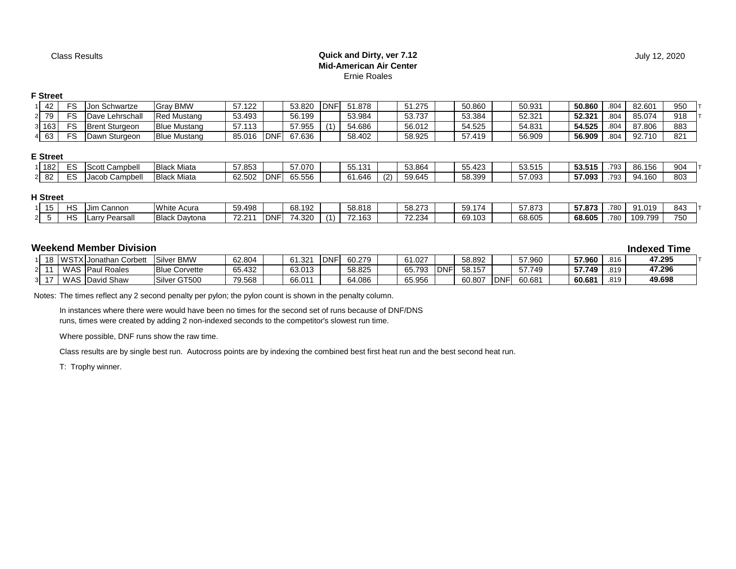Class Results

**Quick and Dirty, ver 7.12**
**Mid-American Air Center**
Ernie Roales

July 12, 2020

### F Street

| | | | | | | | | | | | | | | | | | | | | |
|---|---|---|---|---|---|---|---|---|---|---|---|---|---|---|---|---|---|---|---|---|
| 1 | 42 | FS | Jon Schwartze | Gray BMW | 57.122 | | 53.820 | DNF | 51.878 | | 51.275 | | 50.860 | | 50.931 | | **50.860** | .804 | 82.601 | 950 | T |
| 2 | 79 | FS | Dave Lehrschall | Red Mustang | 53.493 | | 56.199 | | 53.984 | | 53.737 | | 53.384 | | 52.321 | | **52.321** | .804 | 85.074 | 918 | T |
| 3 | 163 | FS | Brent Sturgeon | Blue Mustang | 57.113 | | 57.955 | (1) | 54.686 | | 56.012 | | 54.525 | | 54.831 | | **54.525** | .804 | 87.806 | 883 | |
| 4 | 63 | FS | Dawn Sturgeon | Blue Mustang | 85.016 | DNF | 67.636 | | 58.402 | | 58.925 | | 57.419 | | 56.909 | | **56.909** | .804 | 92.710 | 821 | |

### E Street

| | | | | | | | | | | | | | | | | | | | | |
|---|---|---|---|---|---|---|---|---|---|---|---|---|---|---|---|---|---|---|---|---|
| 1 | 182 | ES | Scott Campbell | Black Miata | 57.853 | | 57.070 | | 55.131 | | 53.864 | | 55.423 | | 53.515 | | **53.515** | .793 | 86.156 | 904 | T |
| 2 | 82 | ES | Jacob Campbell | Black Miata | 62.502 | DNF | 65.556 | | 61.646 | (2) | 59.645 | | 58.399 | | 57.093 | | **57.093** | .793 | 94.160 | 803 | |

### H Street

| | | | | | | | | | | | | | | | | | | | | |
|---|---|---|---|---|---|---|---|---|---|---|---|---|---|---|---|---|---|---|---|---|
| 1 | 15 | HS | Jim Cannon | White Acura | 59.498 | | 68.192 | | 58.818 | | 58.273 | | 59.174 | | 57.873 | | **57.873** | .780 | 91.019 | 843 | T |
| 2 | 5 | HS | Larry Pearsall | Black Daytona | 72.211 | DNF | 74.320 | (1) | 72.163 | | 72.234 | | 69.103 | | 68.605 | | **68.605** | .780 | 109.799 | 750 | |

### Weekend Member Division

| | | | | | | | | | | | | | | | | | | | | |
|---|---|---|---|---|---|---|---|---|---|---|---|---|---|---|---|---|---|---|---|---|
| | | | | | | | | | | | | | | | | | | **Indexed Time** | | |
| 1 | 18 | WSTX | Jonathan Corbett | Silver BMW | 62.804 | | 61.321 | DNF | 60.279 | | 61.027 | | 58.892 | | 57.960 | | **57.960** | .816 | **47.295** | T |
| 2 | 11 | WAS | Paul Roales | Blue Corvette | 65.432 | | 63.013 | | 58.825 | | 65.793 | DNF | 58.157 | | 57.749 | | **57.749** | .819 | **47.296** | |
| 3 | 17 | WAS | David Shaw | Silver GT500 | 79.568 | | 66.011 | | 64.086 | | 65.956 | | 60.807 | DNF | 60.681 | | **60.681** | .819 | **49.698** | |

Notes: The times reflect any 2 second penalty per pylon; the pylon count is shown in the penalty column.

In instances where there were would have been no times for the second set of runs because of DNF/DNS runs, times were created by adding 2 non-indexed seconds to the competitor's slowest run time.

Where possible, DNF runs show the raw time.

Class results are by single best run. Autocross points are by indexing the combined best first heat run and the best second heat run.

T: Trophy winner.